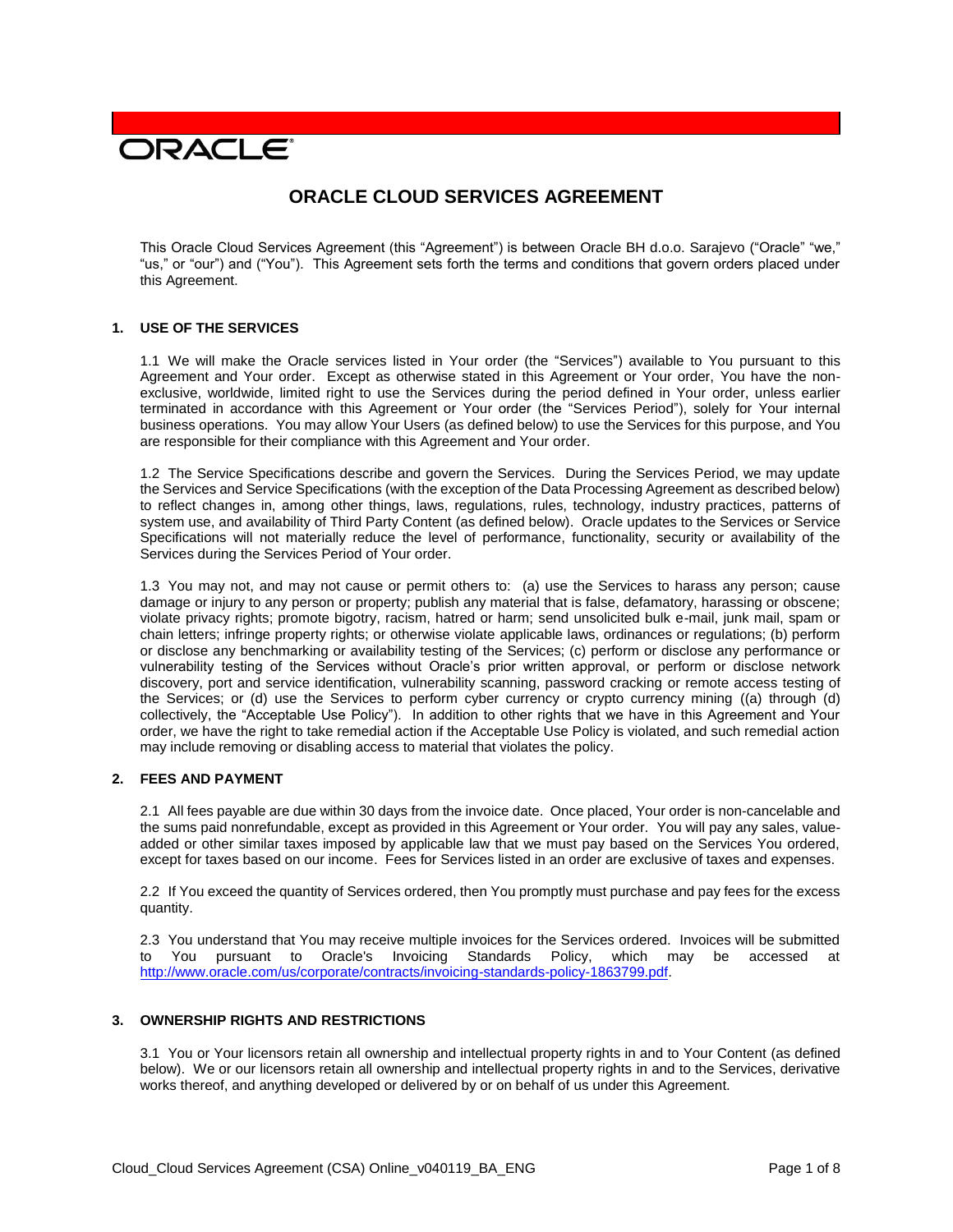# ORACLE CLOUD SERVICES AGREEMENT

This Oracle Cloud Services Agreement (this "Agreement") is between Oracle BH d.o.o. Sarajevo ("Oracle" "we," "us," or "our") and ("You"). This Agreement sets forth the terms and conditions that govern orders placed under this Agreement.

## 1. USE OF THE SERVICES

1.1 We will make the Oracle services listed in Your order (the "Services") available to You pursuant to this Agreement and Your order. Except as otherwise stated in this Agreement or Your order, You have the non-exclusive, worldwide, limited right to use the Services during the period defined in Your order, unless earlier terminated in accordance with this Agreement or Your order (the "Services Period"), solely for Your internal business operations. You may allow Your Users (as defined below) to use the Services for this purpose, and You are responsible for their compliance with this Agreement and Your order.

1.2 The Service Specifications describe and govern the Services. During the Services Period, we may update the Services and Service Specifications (with the exception of the Data Processing Agreement as described below) to reflect changes in, among other things, laws, regulations, rules, technology, industry practices, patterns of system use, and availability of Third Party Content (as defined below). Oracle updates to the Services or Service Specifications will not materially reduce the level of performance, functionality, security or availability of the Services during the Services Period of Your order.

1.3 You may not, and may not cause or permit others to: (a) use the Services to harass any person; cause damage or injury to any person or property; publish any material that is false, defamatory, harassing or obscene; violate privacy rights; promote bigotry, racism, hatred or harm; send unsolicited bulk e-mail, junk mail, spam or chain letters; infringe property rights; or otherwise violate applicable laws, ordinances or regulations; (b) perform or disclose any benchmarking or availability testing of the Services; (c) perform or disclose any performance or vulnerability testing of the Services without Oracle's prior written approval, or perform or disclose network discovery, port and service identification, vulnerability scanning, password cracking or remote access testing of the Services; or (d) use the Services to perform cyber currency or crypto currency mining ((a) through (d) collectively, the "Acceptable Use Policy"). In addition to other rights that we have in this Agreement and Your order, we have the right to take remedial action if the Acceptable Use Policy is violated, and such remedial action may include removing or disabling access to material that violates the policy.

## 2. FEES AND PAYMENT

2.1 All fees payable are due within 30 days from the invoice date. Once placed, Your order is non-cancelable and the sums paid nonrefundable, except as provided in this Agreement or Your order. You will pay any sales, value-added or other similar taxes imposed by applicable law that we must pay based on the Services You ordered, except for taxes based on our income. Fees for Services listed in an order are exclusive of taxes and expenses.

2.2 If You exceed the quantity of Services ordered, then You promptly must purchase and pay fees for the excess quantity.

2.3 You understand that You may receive multiple invoices for the Services ordered. Invoices will be submitted to You pursuant to Oracle's Invoicing Standards Policy, which may be accessed at http://www.oracle.com/us/corporate/contracts/invoicing-standards-policy-1863799.pdf.

## 3. OWNERSHIP RIGHTS AND RESTRICTIONS

3.1 You or Your licensors retain all ownership and intellectual property rights in and to Your Content (as defined below). We or our licensors retain all ownership and intellectual property rights in and to the Services, derivative works thereof, and anything developed or delivered by or on behalf of us under this Agreement.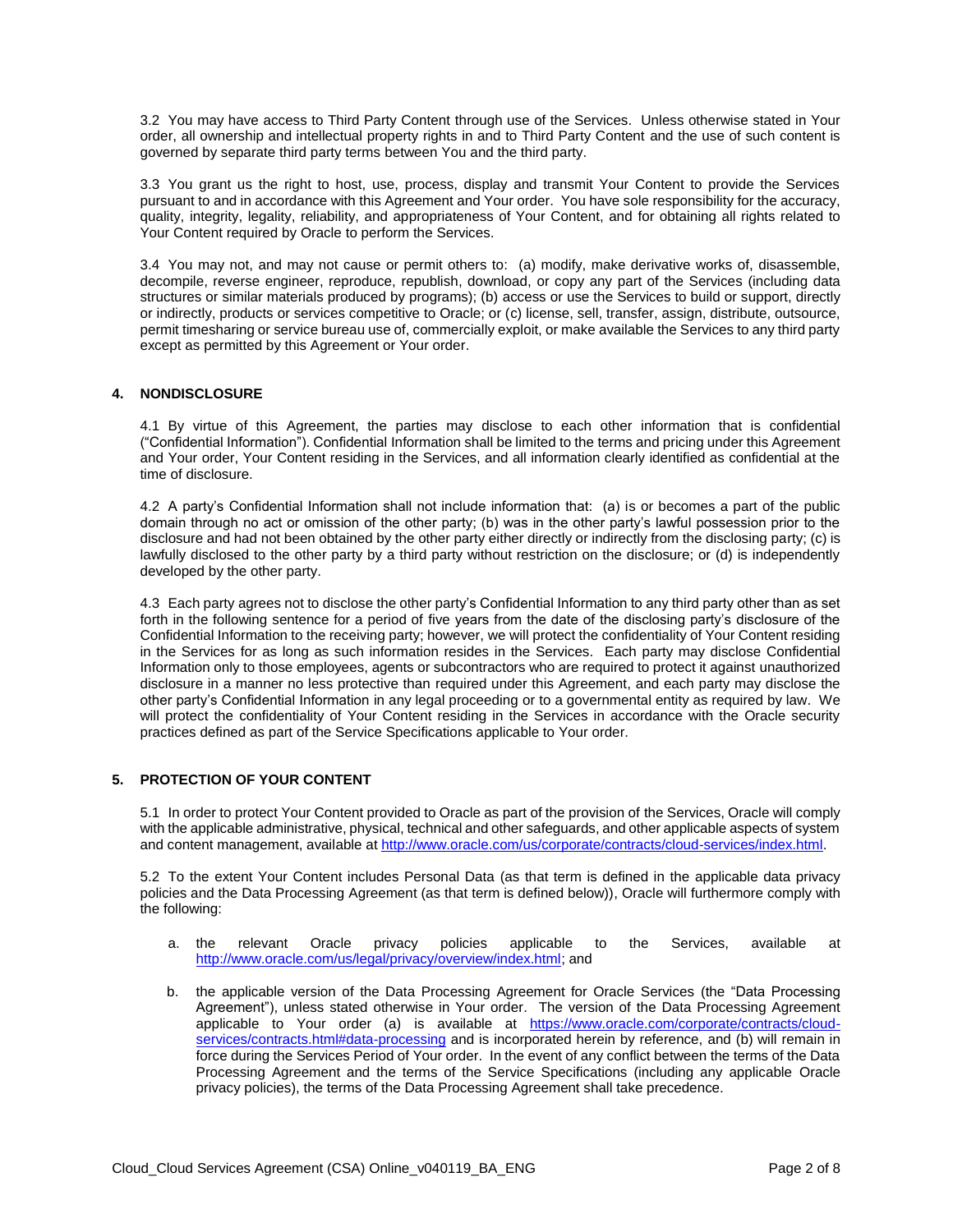3.2 You may have access to Third Party Content through use of the Services. Unless otherwise stated in Your order, all ownership and intellectual property rights in and to Third Party Content and the use of such content is governed by separate third party terms between You and the third party.

3.3 You grant us the right to host, use, process, display and transmit Your Content to provide the Services pursuant to and in accordance with this Agreement and Your order. You have sole responsibility for the accuracy, quality, integrity, legality, reliability, and appropriateness of Your Content, and for obtaining all rights related to Your Content required by Oracle to perform the Services.

3.4 You may not, and may not cause or permit others to: (a) modify, make derivative works of, disassemble, decompile, reverse engineer, reproduce, republish, download, or copy any part of the Services (including data structures or similar materials produced by programs); (b) access or use the Services to build or support, directly or indirectly, products or services competitive to Oracle; or (c) license, sell, transfer, assign, distribute, outsource, permit timesharing or service bureau use of, commercially exploit, or make available the Services to any third party except as permitted by this Agreement or Your order.

## 4. NONDISCLOSURE

4.1 By virtue of this Agreement, the parties may disclose to each other information that is confidential ("Confidential Information"). Confidential Information shall be limited to the terms and pricing under this Agreement and Your order, Your Content residing in the Services, and all information clearly identified as confidential at the time of disclosure.

4.2 A party's Confidential Information shall not include information that: (a) is or becomes a part of the public domain through no act or omission of the other party; (b) was in the other party's lawful possession prior to the disclosure and had not been obtained by the other party either directly or indirectly from the disclosing party; (c) is lawfully disclosed to the other party by a third party without restriction on the disclosure; or (d) is independently developed by the other party.

4.3 Each party agrees not to disclose the other party's Confidential Information to any third party other than as set forth in the following sentence for a period of five years from the date of the disclosing party's disclosure of the Confidential Information to the receiving party; however, we will protect the confidentiality of Your Content residing in the Services for as long as such information resides in the Services. Each party may disclose Confidential Information only to those employees, agents or subcontractors who are required to protect it against unauthorized disclosure in a manner no less protective than required under this Agreement, and each party may disclose the other party's Confidential Information in any legal proceeding or to a governmental entity as required by law. We will protect the confidentiality of Your Content residing in the Services in accordance with the Oracle security practices defined as part of the Service Specifications applicable to Your order.

## 5. PROTECTION OF YOUR CONTENT

5.1 In order to protect Your Content provided to Oracle as part of the provision of the Services, Oracle will comply with the applicable administrative, physical, technical and other safeguards, and other applicable aspects of system and content management, available at http://www.oracle.com/us/corporate/contracts/cloud-services/index.html.

5.2 To the extent Your Content includes Personal Data (as that term is defined in the applicable data privacy policies and the Data Processing Agreement (as that term is defined below)), Oracle will furthermore comply with the following:

a. the relevant Oracle privacy policies applicable to the Services, available at http://www.oracle.com/us/legal/privacy/overview/index.html; and

b. the applicable version of the Data Processing Agreement for Oracle Services (the "Data Processing Agreement"), unless stated otherwise in Your order. The version of the Data Processing Agreement applicable to Your order (a) is available at https://www.oracle.com/corporate/contracts/cloud-services/contracts.html#data-processing and is incorporated herein by reference, and (b) will remain in force during the Services Period of Your order. In the event of any conflict between the terms of the Data Processing Agreement and the terms of the Service Specifications (including any applicable Oracle privacy policies), the terms of the Data Processing Agreement shall take precedence.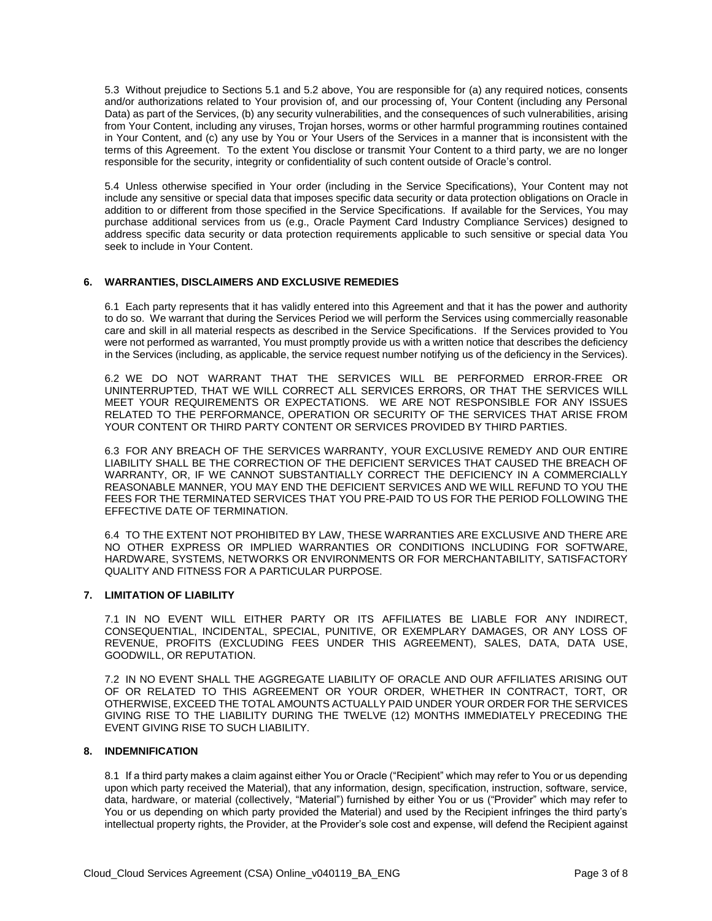5.3 Without prejudice to Sections 5.1 and 5.2 above, You are responsible for (a) any required notices, consents and/or authorizations related to Your provision of, and our processing of, Your Content (including any Personal Data) as part of the Services, (b) any security vulnerabilities, and the consequences of such vulnerabilities, arising from Your Content, including any viruses, Trojan horses, worms or other harmful programming routines contained in Your Content, and (c) any use by You or Your Users of the Services in a manner that is inconsistent with the terms of this Agreement. To the extent You disclose or transmit Your Content to a third party, we are no longer responsible for the security, integrity or confidentiality of such content outside of Oracle's control.

5.4 Unless otherwise specified in Your order (including in the Service Specifications), Your Content may not include any sensitive or special data that imposes specific data security or data protection obligations on Oracle in addition to or different from those specified in the Service Specifications. If available for the Services, You may purchase additional services from us (e.g., Oracle Payment Card Industry Compliance Services) designed to address specific data security or data protection requirements applicable to such sensitive or special data You seek to include in Your Content.

## 6. WARRANTIES, DISCLAIMERS AND EXCLUSIVE REMEDIES

6.1 Each party represents that it has validly entered into this Agreement and that it has the power and authority to do so. We warrant that during the Services Period we will perform the Services using commercially reasonable care and skill in all material respects as described in the Service Specifications. If the Services provided to You were not performed as warranted, You must promptly provide us with a written notice that describes the deficiency in the Services (including, as applicable, the service request number notifying us of the deficiency in the Services).

6.2 WE DO NOT WARRANT THAT THE SERVICES WILL BE PERFORMED ERROR-FREE OR UNINTERRUPTED, THAT WE WILL CORRECT ALL SERVICES ERRORS, OR THAT THE SERVICES WILL MEET YOUR REQUIREMENTS OR EXPECTATIONS. WE ARE NOT RESPONSIBLE FOR ANY ISSUES RELATED TO THE PERFORMANCE, OPERATION OR SECURITY OF THE SERVICES THAT ARISE FROM YOUR CONTENT OR THIRD PARTY CONTENT OR SERVICES PROVIDED BY THIRD PARTIES.

6.3 FOR ANY BREACH OF THE SERVICES WARRANTY, YOUR EXCLUSIVE REMEDY AND OUR ENTIRE LIABILITY SHALL BE THE CORRECTION OF THE DEFICIENT SERVICES THAT CAUSED THE BREACH OF WARRANTY, OR, IF WE CANNOT SUBSTANTIALLY CORRECT THE DEFICIENCY IN A COMMERCIALLY REASONABLE MANNER, YOU MAY END THE DEFICIENT SERVICES AND WE WILL REFUND TO YOU THE FEES FOR THE TERMINATED SERVICES THAT YOU PRE-PAID TO US FOR THE PERIOD FOLLOWING THE EFFECTIVE DATE OF TERMINATION.

6.4 TO THE EXTENT NOT PROHIBITED BY LAW, THESE WARRANTIES ARE EXCLUSIVE AND THERE ARE NO OTHER EXPRESS OR IMPLIED WARRANTIES OR CONDITIONS INCLUDING FOR SOFTWARE, HARDWARE, SYSTEMS, NETWORKS OR ENVIRONMENTS OR FOR MERCHANTABILITY, SATISFACTORY QUALITY AND FITNESS FOR A PARTICULAR PURPOSE.

## 7. LIMITATION OF LIABILITY

7.1 IN NO EVENT WILL EITHER PARTY OR ITS AFFILIATES BE LIABLE FOR ANY INDIRECT, CONSEQUENTIAL, INCIDENTAL, SPECIAL, PUNITIVE, OR EXEMPLARY DAMAGES, OR ANY LOSS OF REVENUE, PROFITS (EXCLUDING FEES UNDER THIS AGREEMENT), SALES, DATA, DATA USE, GOODWILL, OR REPUTATION.

7.2 IN NO EVENT SHALL THE AGGREGATE LIABILITY OF ORACLE AND OUR AFFILIATES ARISING OUT OF OR RELATED TO THIS AGREEMENT OR YOUR ORDER, WHETHER IN CONTRACT, TORT, OR OTHERWISE, EXCEED THE TOTAL AMOUNTS ACTUALLY PAID UNDER YOUR ORDER FOR THE SERVICES GIVING RISE TO THE LIABILITY DURING THE TWELVE (12) MONTHS IMMEDIATELY PRECEDING THE EVENT GIVING RISE TO SUCH LIABILITY.

## 8. INDEMNIFICATION

8.1 If a third party makes a claim against either You or Oracle ("Recipient" which may refer to You or us depending upon which party received the Material), that any information, design, specification, instruction, software, service, data, hardware, or material (collectively, "Material") furnished by either You or us ("Provider" which may refer to You or us depending on which party provided the Material) and used by the Recipient infringes the third party's intellectual property rights, the Provider, at the Provider's sole cost and expense, will defend the Recipient against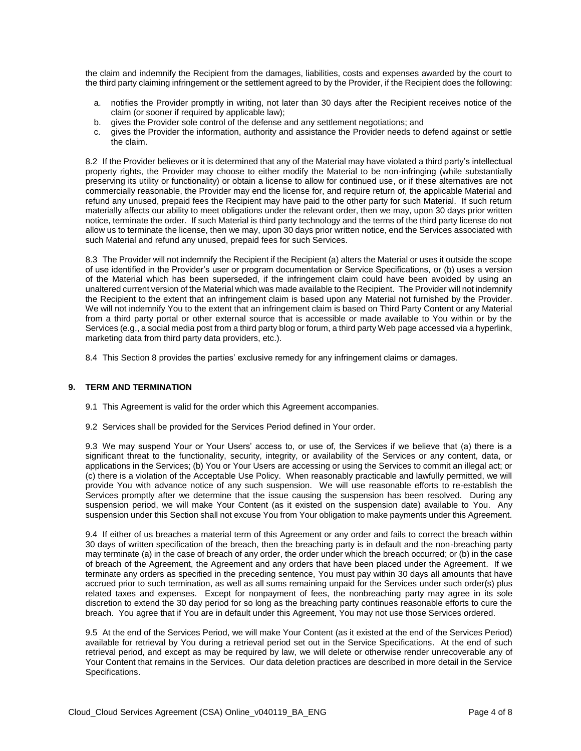the claim and indemnify the Recipient from the damages, liabilities, costs and expenses awarded by the court to the third party claiming infringement or the settlement agreed to by the Provider, if the Recipient does the following:

a. notifies the Provider promptly in writing, not later than 30 days after the Recipient receives notice of the claim (or sooner if required by applicable law);
b. gives the Provider sole control of the defense and any settlement negotiations; and
c. gives the Provider the information, authority and assistance the Provider needs to defend against or settle the claim.

8.2 If the Provider believes or it is determined that any of the Material may have violated a third party's intellectual property rights, the Provider may choose to either modify the Material to be non-infringing (while substantially preserving its utility or functionality) or obtain a license to allow for continued use, or if these alternatives are not commercially reasonable, the Provider may end the license for, and require return of, the applicable Material and refund any unused, prepaid fees the Recipient may have paid to the other party for such Material. If such return materially affects our ability to meet obligations under the relevant order, then we may, upon 30 days prior written notice, terminate the order. If such Material is third party technology and the terms of the third party license do not allow us to terminate the license, then we may, upon 30 days prior written notice, end the Services associated with such Material and refund any unused, prepaid fees for such Services.

8.3 The Provider will not indemnify the Recipient if the Recipient (a) alters the Material or uses it outside the scope of use identified in the Provider's user or program documentation or Service Specifications, or (b) uses a version of the Material which has been superseded, if the infringement claim could have been avoided by using an unaltered current version of the Material which was made available to the Recipient. The Provider will not indemnify the Recipient to the extent that an infringement claim is based upon any Material not furnished by the Provider. We will not indemnify You to the extent that an infringement claim is based on Third Party Content or any Material from a third party portal or other external source that is accessible or made available to You within or by the Services (e.g., a social media post from a third party blog or forum, a third party Web page accessed via a hyperlink, marketing data from third party data providers, etc.).

8.4 This Section 8 provides the parties' exclusive remedy for any infringement claims or damages.

## 9. TERM AND TERMINATION

9.1 This Agreement is valid for the order which this Agreement accompanies.

9.2 Services shall be provided for the Services Period defined in Your order.

9.3 We may suspend Your or Your Users' access to, or use of, the Services if we believe that (a) there is a significant threat to the functionality, security, integrity, or availability of the Services or any content, data, or applications in the Services; (b) You or Your Users are accessing or using the Services to commit an illegal act; or (c) there is a violation of the Acceptable Use Policy. When reasonably practicable and lawfully permitted, we will provide You with advance notice of any such suspension. We will use reasonable efforts to re-establish the Services promptly after we determine that the issue causing the suspension has been resolved. During any suspension period, we will make Your Content (as it existed on the suspension date) available to You. Any suspension under this Section shall not excuse You from Your obligation to make payments under this Agreement.

9.4 If either of us breaches a material term of this Agreement or any order and fails to correct the breach within 30 days of written specification of the breach, then the breaching party is in default and the non-breaching party may terminate (a) in the case of breach of any order, the order under which the breach occurred; or (b) in the case of breach of the Agreement, the Agreement and any orders that have been placed under the Agreement. If we terminate any orders as specified in the preceding sentence, You must pay within 30 days all amounts that have accrued prior to such termination, as well as all sums remaining unpaid for the Services under such order(s) plus related taxes and expenses. Except for nonpayment of fees, the nonbreaching party may agree in its sole discretion to extend the 30 day period for so long as the breaching party continues reasonable efforts to cure the breach. You agree that if You are in default under this Agreement, You may not use those Services ordered.

9.5 At the end of the Services Period, we will make Your Content (as it existed at the end of the Services Period) available for retrieval by You during a retrieval period set out in the Service Specifications. At the end of such retrieval period, and except as may be required by law, we will delete or otherwise render unrecoverable any of Your Content that remains in the Services. Our data deletion practices are described in more detail in the Service Specifications.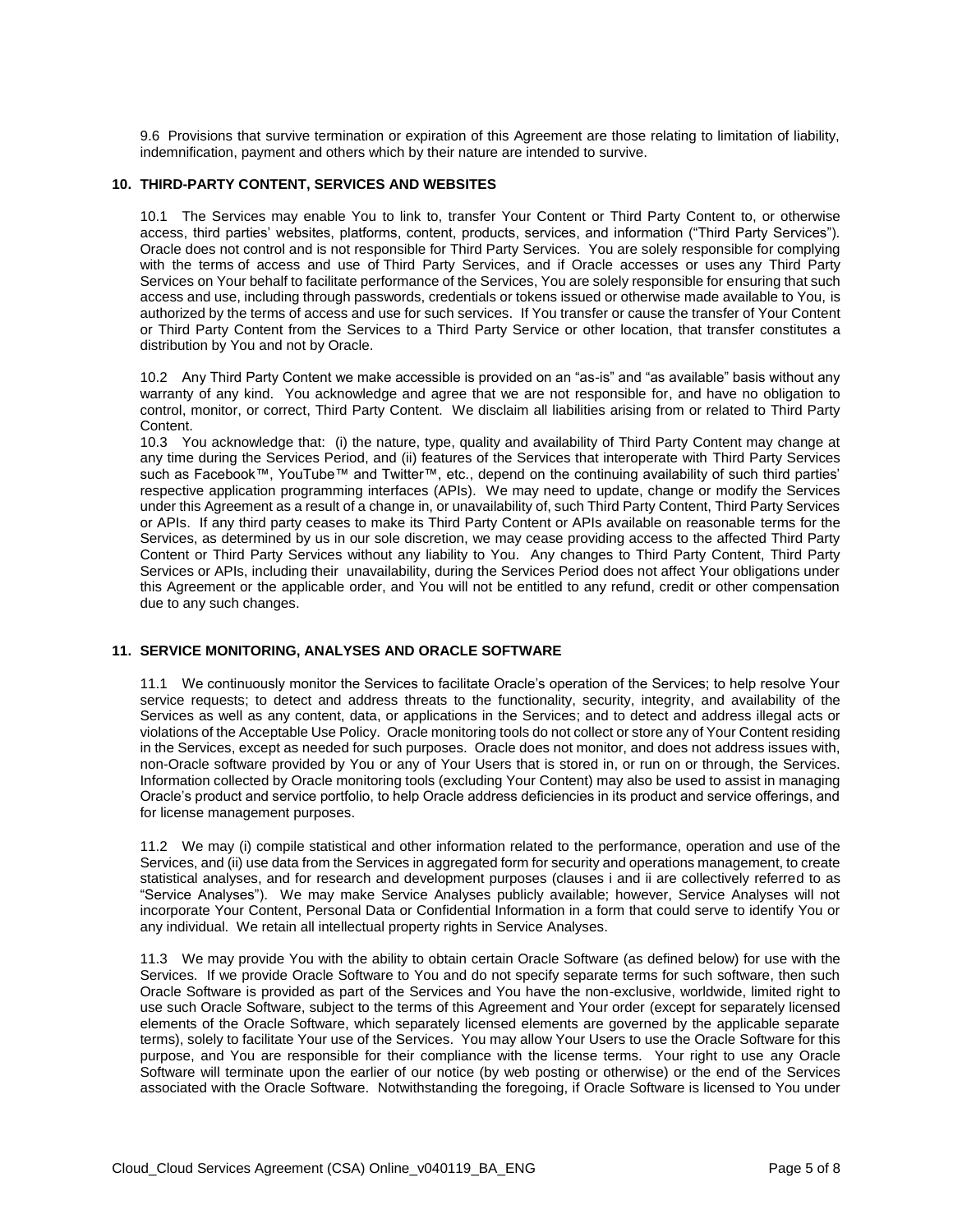9.6 Provisions that survive termination or expiration of this Agreement are those relating to limitation of liability, indemnification, payment and others which by their nature are intended to survive.

## 10. THIRD-PARTY CONTENT, SERVICES AND WEBSITES

10.1 The Services may enable You to link to, transfer Your Content or Third Party Content to, or otherwise access, third parties' websites, platforms, content, products, services, and information ("Third Party Services"). Oracle does not control and is not responsible for Third Party Services. You are solely responsible for complying with the terms of access and use of Third Party Services, and if Oracle accesses or uses any Third Party Services on Your behalf to facilitate performance of the Services, You are solely responsible for ensuring that such access and use, including through passwords, credentials or tokens issued or otherwise made available to You, is authorized by the terms of access and use for such services. If You transfer or cause the transfer of Your Content or Third Party Content from the Services to a Third Party Service or other location, that transfer constitutes a distribution by You and not by Oracle.

10.2 Any Third Party Content we make accessible is provided on an "as-is" and "as available" basis without any warranty of any kind. You acknowledge and agree that we are not responsible for, and have no obligation to control, monitor, or correct, Third Party Content. We disclaim all liabilities arising from or related to Third Party Content.

10.3 You acknowledge that: (i) the nature, type, quality and availability of Third Party Content may change at any time during the Services Period, and (ii) features of the Services that interoperate with Third Party Services such as Facebook™, YouTube™ and Twitter™, etc., depend on the continuing availability of such third parties' respective application programming interfaces (APIs). We may need to update, change or modify the Services under this Agreement as a result of a change in, or unavailability of, such Third Party Content, Third Party Services or APIs. If any third party ceases to make its Third Party Content or APIs available on reasonable terms for the Services, as determined by us in our sole discretion, we may cease providing access to the affected Third Party Content or Third Party Services without any liability to You. Any changes to Third Party Content, Third Party Services or APIs, including their unavailability, during the Services Period does not affect Your obligations under this Agreement or the applicable order, and You will not be entitled to any refund, credit or other compensation due to any such changes.

## 11. SERVICE MONITORING, ANALYSES AND ORACLE SOFTWARE

11.1 We continuously monitor the Services to facilitate Oracle's operation of the Services; to help resolve Your service requests; to detect and address threats to the functionality, security, integrity, and availability of the Services as well as any content, data, or applications in the Services; and to detect and address illegal acts or violations of the Acceptable Use Policy. Oracle monitoring tools do not collect or store any of Your Content residing in the Services, except as needed for such purposes. Oracle does not monitor, and does not address issues with, non-Oracle software provided by You or any of Your Users that is stored in, or run on or through, the Services. Information collected by Oracle monitoring tools (excluding Your Content) may also be used to assist in managing Oracle's product and service portfolio, to help Oracle address deficiencies in its product and service offerings, and for license management purposes.

11.2 We may (i) compile statistical and other information related to the performance, operation and use of the Services, and (ii) use data from the Services in aggregated form for security and operations management, to create statistical analyses, and for research and development purposes (clauses i and ii are collectively referred to as "Service Analyses"). We may make Service Analyses publicly available; however, Service Analyses will not incorporate Your Content, Personal Data or Confidential Information in a form that could serve to identify You or any individual. We retain all intellectual property rights in Service Analyses.

11.3 We may provide You with the ability to obtain certain Oracle Software (as defined below) for use with the Services. If we provide Oracle Software to You and do not specify separate terms for such software, then such Oracle Software is provided as part of the Services and You have the non-exclusive, worldwide, limited right to use such Oracle Software, subject to the terms of this Agreement and Your order (except for separately licensed elements of the Oracle Software, which separately licensed elements are governed by the applicable separate terms), solely to facilitate Your use of the Services. You may allow Your Users to use the Oracle Software for this purpose, and You are responsible for their compliance with the license terms. Your right to use any Oracle Software will terminate upon the earlier of our notice (by web posting or otherwise) or the end of the Services associated with the Oracle Software. Notwithstanding the foregoing, if Oracle Software is licensed to You under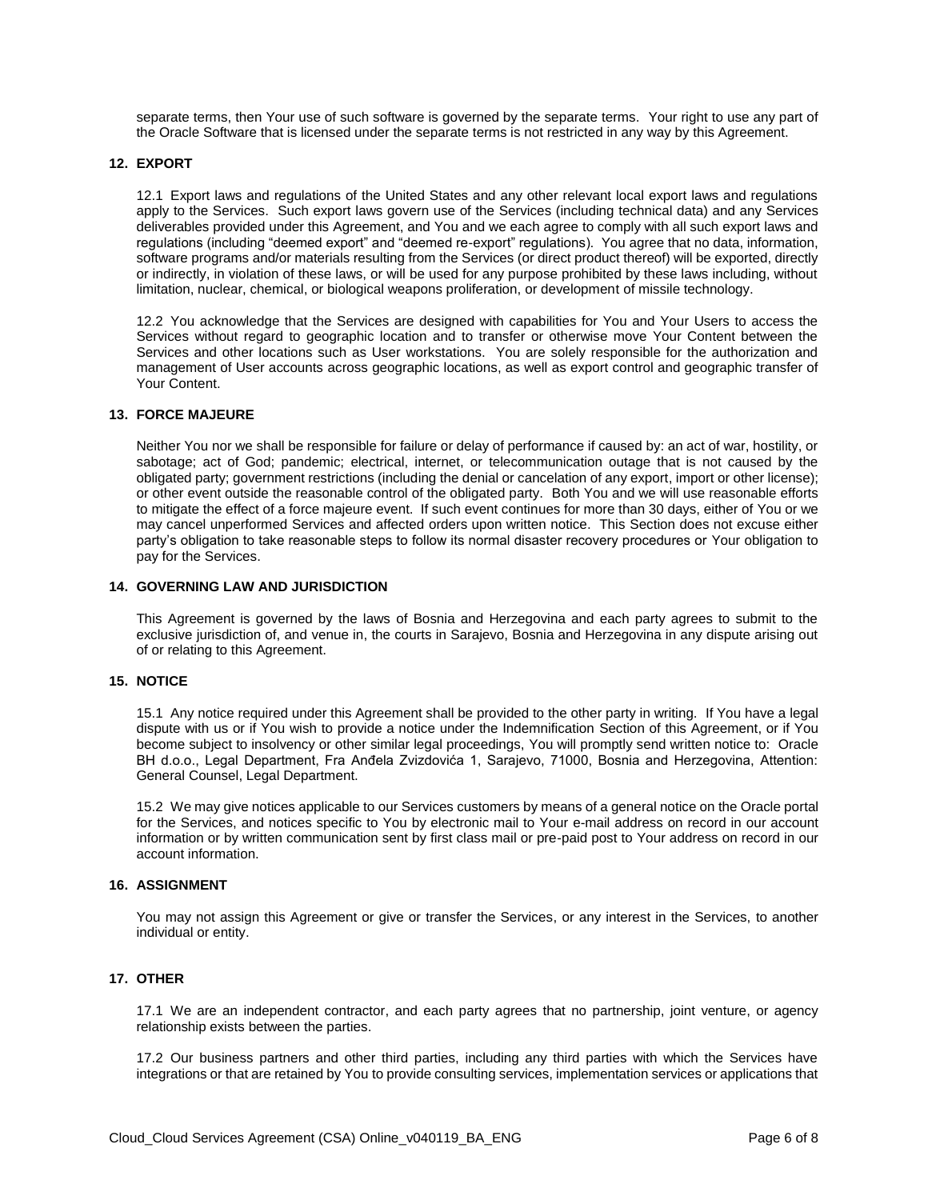separate terms, then Your use of such software is governed by the separate terms. Your right to use any part of the Oracle Software that is licensed under the separate terms is not restricted in any way by this Agreement.

## 12. EXPORT

12.1 Export laws and regulations of the United States and any other relevant local export laws and regulations apply to the Services. Such export laws govern use of the Services (including technical data) and any Services deliverables provided under this Agreement, and You and we each agree to comply with all such export laws and regulations (including "deemed export" and "deemed re-export" regulations). You agree that no data, information, software programs and/or materials resulting from the Services (or direct product thereof) will be exported, directly or indirectly, in violation of these laws, or will be used for any purpose prohibited by these laws including, without limitation, nuclear, chemical, or biological weapons proliferation, or development of missile technology.

12.2 You acknowledge that the Services are designed with capabilities for You and Your Users to access the Services without regard to geographic location and to transfer or otherwise move Your Content between the Services and other locations such as User workstations. You are solely responsible for the authorization and management of User accounts across geographic locations, as well as export control and geographic transfer of Your Content.

## 13. FORCE MAJEURE

Neither You nor we shall be responsible for failure or delay of performance if caused by: an act of war, hostility, or sabotage; act of God; pandemic; electrical, internet, or telecommunication outage that is not caused by the obligated party; government restrictions (including the denial or cancelation of any export, import or other license); or other event outside the reasonable control of the obligated party. Both You and we will use reasonable efforts to mitigate the effect of a force majeure event. If such event continues for more than 30 days, either of You or we may cancel unperformed Services and affected orders upon written notice. This Section does not excuse either party's obligation to take reasonable steps to follow its normal disaster recovery procedures or Your obligation to pay for the Services.

## 14. GOVERNING LAW AND JURISDICTION

This Agreement is governed by the laws of Bosnia and Herzegovina and each party agrees to submit to the exclusive jurisdiction of, and venue in, the courts in Sarajevo, Bosnia and Herzegovina in any dispute arising out of or relating to this Agreement.

## 15. NOTICE

15.1 Any notice required under this Agreement shall be provided to the other party in writing. If You have a legal dispute with us or if You wish to provide a notice under the Indemnification Section of this Agreement, or if You become subject to insolvency or other similar legal proceedings, You will promptly send written notice to: Oracle BH d.o.o., Legal Department, Fra Anđela Zvizdovića 1, Sarajevo, 71000, Bosnia and Herzegovina, Attention: General Counsel, Legal Department.

15.2 We may give notices applicable to our Services customers by means of a general notice on the Oracle portal for the Services, and notices specific to You by electronic mail to Your e-mail address on record in our account information or by written communication sent by first class mail or pre-paid post to Your address on record in our account information.

## 16. ASSIGNMENT

You may not assign this Agreement or give or transfer the Services, or any interest in the Services, to another individual or entity.

## 17. OTHER

17.1 We are an independent contractor, and each party agrees that no partnership, joint venture, or agency relationship exists between the parties.

17.2 Our business partners and other third parties, including any third parties with which the Services have integrations or that are retained by You to provide consulting services, implementation services or applications that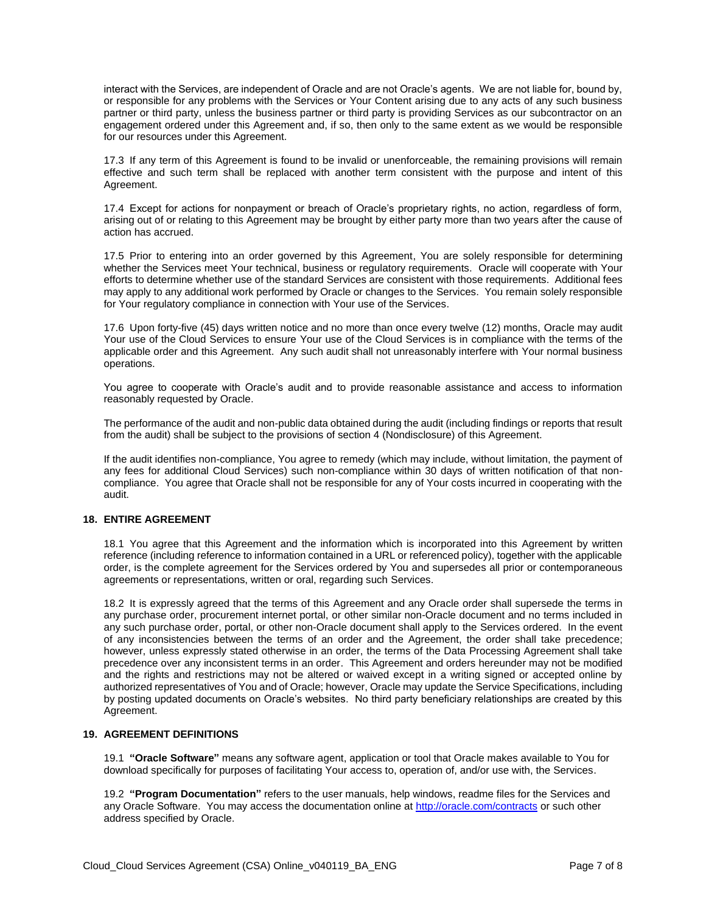interact with the Services, are independent of Oracle and are not Oracle's agents. We are not liable for, bound by, or responsible for any problems with the Services or Your Content arising due to any acts of any such business partner or third party, unless the business partner or third party is providing Services as our subcontractor on an engagement ordered under this Agreement and, if so, then only to the same extent as we would be responsible for our resources under this Agreement.

17.3 If any term of this Agreement is found to be invalid or unenforceable, the remaining provisions will remain effective and such term shall be replaced with another term consistent with the purpose and intent of this Agreement.

17.4 Except for actions for nonpayment or breach of Oracle's proprietary rights, no action, regardless of form, arising out of or relating to this Agreement may be brought by either party more than two years after the cause of action has accrued.

17.5 Prior to entering into an order governed by this Agreement, You are solely responsible for determining whether the Services meet Your technical, business or regulatory requirements. Oracle will cooperate with Your efforts to determine whether use of the standard Services are consistent with those requirements. Additional fees may apply to any additional work performed by Oracle or changes to the Services. You remain solely responsible for Your regulatory compliance in connection with Your use of the Services.

17.6 Upon forty-five (45) days written notice and no more than once every twelve (12) months, Oracle may audit Your use of the Cloud Services to ensure Your use of the Cloud Services is in compliance with the terms of the applicable order and this Agreement. Any such audit shall not unreasonably interfere with Your normal business operations.

You agree to cooperate with Oracle's audit and to provide reasonable assistance and access to information reasonably requested by Oracle.

The performance of the audit and non-public data obtained during the audit (including findings or reports that result from the audit) shall be subject to the provisions of section 4 (Nondisclosure) of this Agreement.

If the audit identifies non-compliance, You agree to remedy (which may include, without limitation, the payment of any fees for additional Cloud Services) such non-compliance within 30 days of written notification of that non-compliance. You agree that Oracle shall not be responsible for any of Your costs incurred in cooperating with the audit.

## 18. ENTIRE AGREEMENT

18.1 You agree that this Agreement and the information which is incorporated into this Agreement by written reference (including reference to information contained in a URL or referenced policy), together with the applicable order, is the complete agreement for the Services ordered by You and supersedes all prior or contemporaneous agreements or representations, written or oral, regarding such Services.

18.2 It is expressly agreed that the terms of this Agreement and any Oracle order shall supersede the terms in any purchase order, procurement internet portal, or other similar non-Oracle document and no terms included in any such purchase order, portal, or other non-Oracle document shall apply to the Services ordered. In the event of any inconsistencies between the terms of an order and the Agreement, the order shall take precedence; however, unless expressly stated otherwise in an order, the terms of the Data Processing Agreement shall take precedence over any inconsistent terms in an order. This Agreement and orders hereunder may not be modified and the rights and restrictions may not be altered or waived except in a writing signed or accepted online by authorized representatives of You and of Oracle; however, Oracle may update the Service Specifications, including by posting updated documents on Oracle's websites. No third party beneficiary relationships are created by this Agreement.

## 19. AGREEMENT DEFINITIONS

19.1 **"Oracle Software"** means any software agent, application or tool that Oracle makes available to You for download specifically for purposes of facilitating Your access to, operation of, and/or use with, the Services.

19.2 **"Program Documentation"** refers to the user manuals, help windows, readme files for the Services and any Oracle Software. You may access the documentation online at [http://oracle.com/contracts](http://oracle.com/contracts) or such other address specified by Oracle.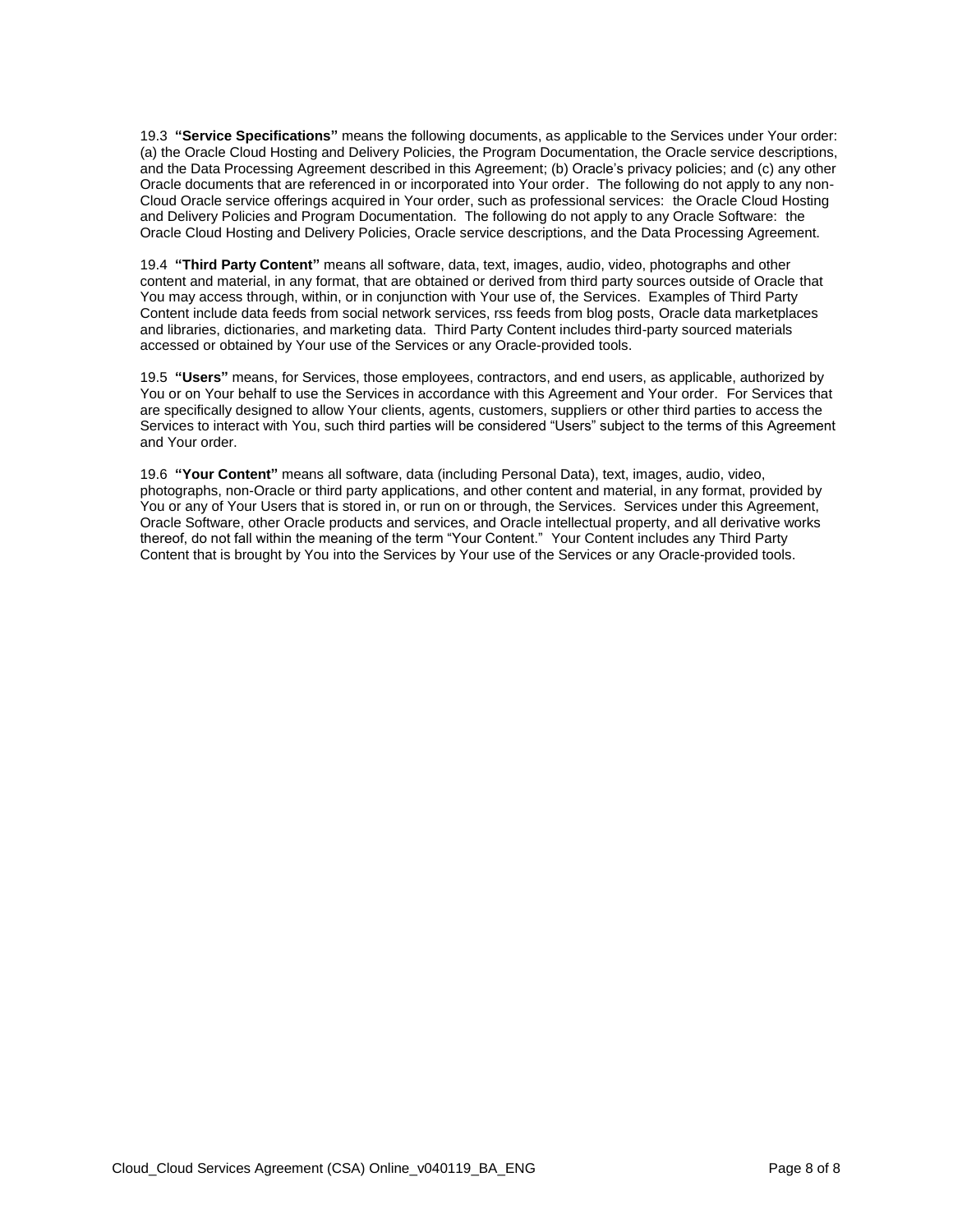19.3 **"Service Specifications"** means the following documents, as applicable to the Services under Your order: (a) the Oracle Cloud Hosting and Delivery Policies, the Program Documentation, the Oracle service descriptions, and the Data Processing Agreement described in this Agreement; (b) Oracle's privacy policies; and (c) any other Oracle documents that are referenced in or incorporated into Your order. The following do not apply to any non-Cloud Oracle service offerings acquired in Your order, such as professional services: the Oracle Cloud Hosting and Delivery Policies and Program Documentation. The following do not apply to any Oracle Software: the Oracle Cloud Hosting and Delivery Policies, Oracle service descriptions, and the Data Processing Agreement.

19.4 **"Third Party Content"** means all software, data, text, images, audio, video, photographs and other content and material, in any format, that are obtained or derived from third party sources outside of Oracle that You may access through, within, or in conjunction with Your use of, the Services. Examples of Third Party Content include data feeds from social network services, rss feeds from blog posts, Oracle data marketplaces and libraries, dictionaries, and marketing data. Third Party Content includes third-party sourced materials accessed or obtained by Your use of the Services or any Oracle-provided tools.

19.5 **"Users"** means, for Services, those employees, contractors, and end users, as applicable, authorized by You or on Your behalf to use the Services in accordance with this Agreement and Your order. For Services that are specifically designed to allow Your clients, agents, customers, suppliers or other third parties to access the Services to interact with You, such third parties will be considered "Users" subject to the terms of this Agreement and Your order.

19.6 **"Your Content"** means all software, data (including Personal Data), text, images, audio, video, photographs, non-Oracle or third party applications, and other content and material, in any format, provided by You or any of Your Users that is stored in, or run on or through, the Services. Services under this Agreement, Oracle Software, other Oracle products and services, and Oracle intellectual property, and all derivative works thereof, do not fall within the meaning of the term "Your Content." Your Content includes any Third Party Content that is brought by You into the Services by Your use of the Services or any Oracle-provided tools.